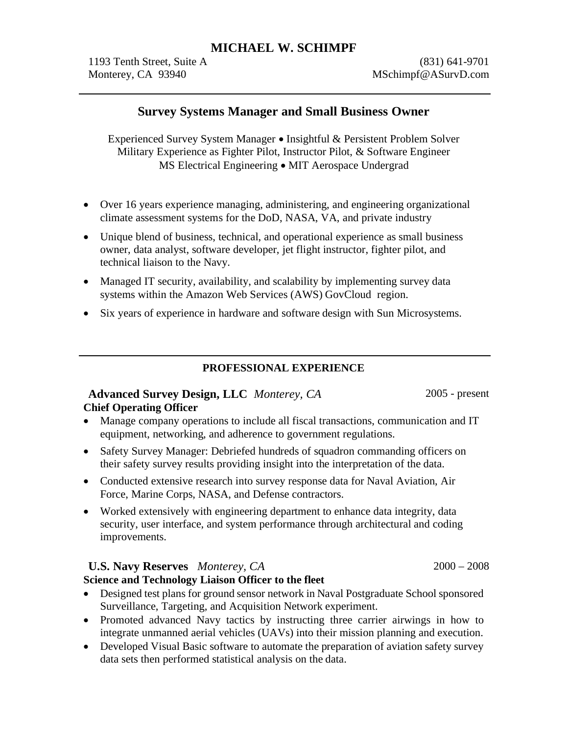# MICHAEL W. SCHIMPF

1193 Tenth Street, Suite A
Monterey, CA 93940

(831) 641-9701
MSchimpf@ASurvD.com

---

## Survey Systems Manager and Small Business Owner

Experienced Survey System Manager • Insightful & Persistent Problem Solver
Military Experience as Fighter Pilot, Instructor Pilot, & Software Engineer
MS Electrical Engineering • MIT Aerospace Undergrad

- Over 16 years experience managing, administering, and engineering organizational climate assessment systems for the DoD, NASA, VA, and private industry
- Unique blend of business, technical, and operational experience as small business owner, data analyst, software developer, jet flight instructor, fighter pilot, and technical liaison to the Navy.
- Managed IT security, availability, and scalability by implementing survey data systems within the Amazon Web Services (AWS) GovCloud region.
- Six years of experience in hardware and software design with Sun Microsystems.

---

## PROFESSIONAL EXPERIENCE

**Advanced Survey Design, LLC** *Monterey, CA* — 2005 - present
**Chief Operating Officer**

- Manage company operations to include all fiscal transactions, communication and IT equipment, networking, and adherence to government regulations.
- Safety Survey Manager: Debriefed hundreds of squadron commanding officers on their safety survey results providing insight into the interpretation of the data.
- Conducted extensive research into survey response data for Naval Aviation, Air Force, Marine Corps, NASA, and Defense contractors.
- Worked extensively with engineering department to enhance data integrity, data security, user interface, and system performance through architectural and coding improvements.

**U.S. Navy Reserves** *Monterey, CA* — 2000 – 2008
**Science and Technology Liaison Officer to the fleet**

- Designed test plans for ground sensor network in Naval Postgraduate School sponsored Surveillance, Targeting, and Acquisition Network experiment.
- Promoted advanced Navy tactics by instructing three carrier airwings in how to integrate unmanned aerial vehicles (UAVs) into their mission planning and execution.
- Developed Visual Basic software to automate the preparation of aviation safety survey data sets then performed statistical analysis on the data.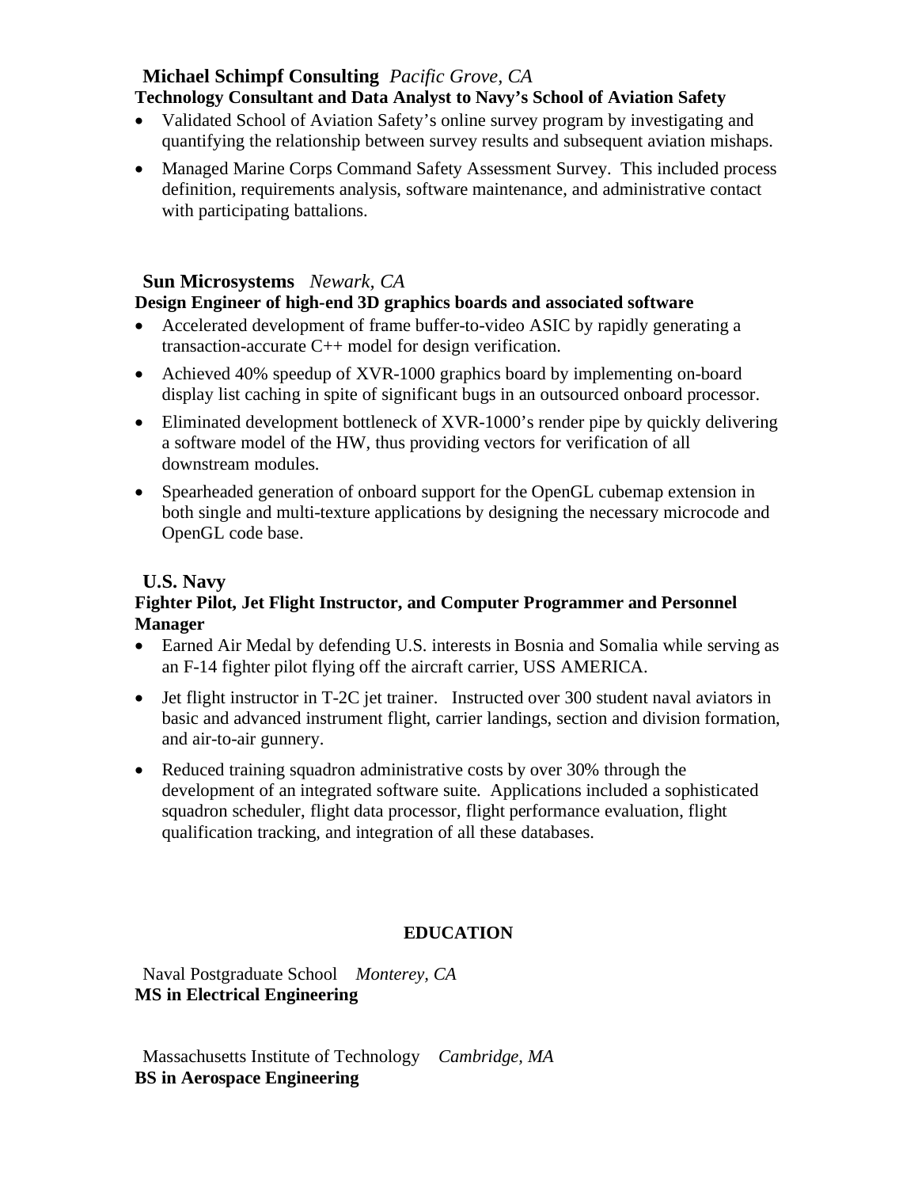**Michael Schimpf Consulting** *Pacific Grove, CA*
**Technology Consultant and Data Analyst to Navy's School of Aviation Safety**

- Validated School of Aviation Safety's online survey program by investigating and quantifying the relationship between survey results and subsequent aviation mishaps.
- Managed Marine Corps Command Safety Assessment Survey. This included process definition, requirements analysis, software maintenance, and administrative contact with participating battalions.

**Sun Microsystems** *Newark, CA*
**Design Engineer of high-end 3D graphics boards and associated software**

- Accelerated development of frame buffer-to-video ASIC by rapidly generating a transaction-accurate C++ model for design verification.
- Achieved 40% speedup of XVR-1000 graphics board by implementing on-board display list caching in spite of significant bugs in an outsourced onboard processor.
- Eliminated development bottleneck of XVR-1000's render pipe by quickly delivering a software model of the HW, thus providing vectors for verification of all downstream modules.
- Spearheaded generation of onboard support for the OpenGL cubemap extension in both single and multi-texture applications by designing the necessary microcode and OpenGL code base.

**U.S. Navy**
**Fighter Pilot, Jet Flight Instructor, and Computer Programmer and Personnel Manager**

- Earned Air Medal by defending U.S. interests in Bosnia and Somalia while serving as an F-14 fighter pilot flying off the aircraft carrier, USS AMERICA.
- Jet flight instructor in T-2C jet trainer. Instructed over 300 student naval aviators in basic and advanced instrument flight, carrier landings, section and division formation, and air-to-air gunnery.
- Reduced training squadron administrative costs by over 30% through the development of an integrated software suite. Applications included a sophisticated squadron scheduler, flight data processor, flight performance evaluation, flight qualification tracking, and integration of all these databases.

## EDUCATION

Naval Postgraduate School *Monterey, CA*
**MS in Electrical Engineering**

Massachusetts Institute of Technology *Cambridge, MA*
**BS in Aerospace Engineering**